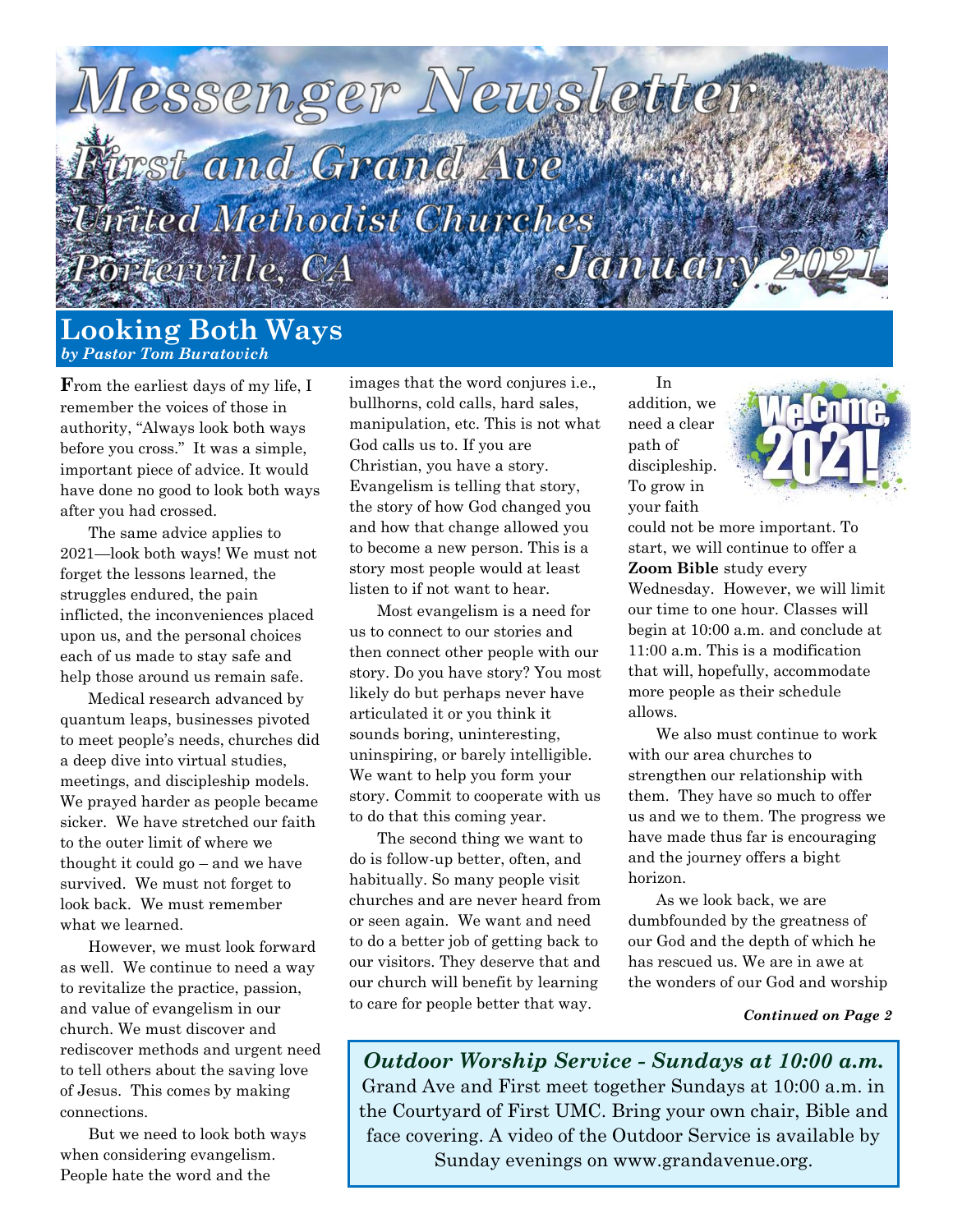# Messenger Newsletter

## First and Grand Ave United Methodist Churches

Porterville, CA

January 2021

## Looking Both Ways

*by Pastor Tom Buratovich*

From the earliest days of my life, I remember the voices of those in authority, "Always look both ways before you cross." It was a simple, important piece of advice. It would have done no good to look both ways after you had crossed.

The same advice applies to 2021—look both ways! We must not forget the lessons learned, the struggles endured, the pain inflicted, the inconveniences placed upon us, and the personal choices each of us made to stay safe and help those around us remain safe.

Medical research advanced by quantum leaps, businesses pivoted to meet people's needs, churches did a deep dive into virtual studies, meetings, and discipleship models. We prayed harder as people became sicker. We have stretched our faith to the outer limit of where we thought it could go – and we have survived. We must not forget to look back. We must remember what we learned.

However, we must look forward as well. We continue to need a way to revitalize the practice, passion, and value of evangelism in our church. We must discover and rediscover methods and urgent need to tell others about the saving love of Jesus. This comes by making connections.

But we need to look both ways when considering evangelism. People hate the word and the images that the word conjures i.e., bullhorns, cold calls, hard sales, manipulation, etc. This is not what God calls us to. If you are Christian, you have a story. Evangelism is telling that story, the story of how God changed you and how that change allowed you to become a new person. This is a story most people would at least listen to if not want to hear.

Most evangelism is a need for us to connect to our stories and then connect other people with our story. Do you have story? You most likely do but perhaps never have articulated it or you think it sounds boring, uninteresting, uninspiring, or barely intelligible. We want to help you form your story. Commit to cooperate with us to do that this coming year.

The second thing we want to do is follow-up better, often, and habitually. So many people visit churches and are never heard from or seen again. We want and need to do a better job of getting back to our visitors. They deserve that and our church will benefit by learning to care for people better that way.

In addition, we need a clear path of discipleship. To grow in your faith could not be more important. To start, we will continue to offer a **Zoom Bible** study every Wednesday. However, we will limit our time to one hour. Classes will begin at 10:00 a.m. and conclude at 11:00 a.m. This is a modification that will, hopefully, accommodate more people as their schedule allows.

We also must continue to work with our area churches to strengthen our relationship with them. They have so much to offer us and we to them. The progress we have made thus far is encouraging and the journey offers a bight horizon.

As we look back, we are dumbfounded by the greatness of our God and the depth of which he has rescued us. We are in awe at the wonders of our God and worship

*Continued on Page 2*

**Outdoor Worship Service - Sundays at 10:00 a.m.**

Grand Ave and First meet together Sundays at 10:00 a.m. in the Courtyard of First UMC. Bring your own chair, Bible and face covering. A video of the Outdoor Service is available by Sunday evenings on www.grandavenue.org.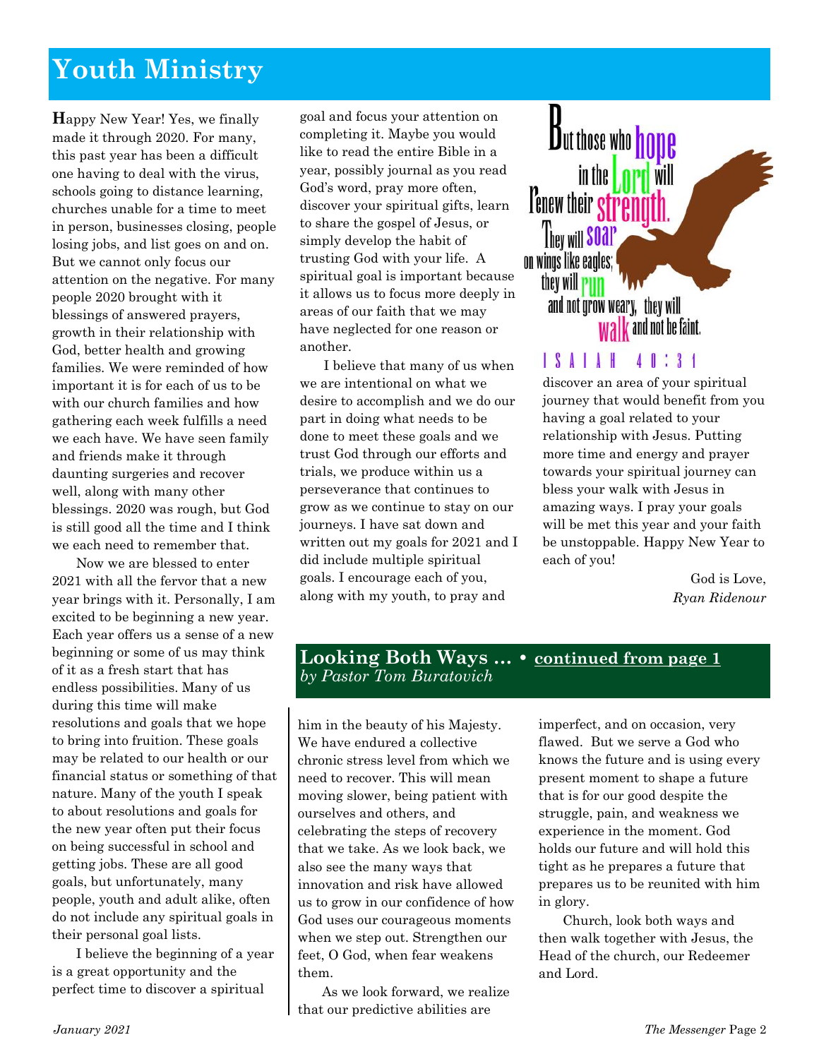# Youth Ministry

**H**appy New Year! Yes, we finally made it through 2020. For many, this past year has been a difficult one having to deal with the virus, schools going to distance learning, churches unable for a time to meet in person, businesses closing, people losing jobs, and list goes on and on. But we cannot only focus our attention on the negative. For many people 2020 brought with it blessings of answered prayers, growth in their relationship with God, better health and growing families. We were reminded of how important it is for each of us to be with our church families and how gathering each week fulfills a need we each have. We have seen family and friends make it through daunting surgeries and recover well, along with many other blessings. 2020 was rough, but God is still good all the time and I think we each need to remember that.

Now we are blessed to enter 2021 with all the fervor that a new year brings with it. Personally, I am excited to be beginning a new year. Each year offers us a sense of a new beginning or some of us may think of it as a fresh start that has endless possibilities. Many of us during this time will make resolutions and goals that we hope to bring into fruition. These goals may be related to our health or our financial status or something of that nature. Many of the youth I speak to about resolutions and goals for the new year often put their focus on being successful in school and getting jobs. These are all good goals, but unfortunately, many people, youth and adult alike, often do not include any spiritual goals in their personal goal lists.

I believe the beginning of a year is a great opportunity and the perfect time to discover a spiritual goal and focus your attention on completing it. Maybe you would like to read the entire Bible in a year, possibly journal as you read God's word, pray more often, discover your spiritual gifts, learn to share the gospel of Jesus, or simply develop the habit of trusting God with your life. A spiritual goal is important because it allows us to focus more deeply in areas of our faith that we may have neglected for one reason or another.

I believe that many of us when we are intentional on what we desire to accomplish and we do our part in doing what needs to be done to meet these goals and we trust God through our efforts and trials, we produce within us a perseverance that continues to grow as we continue to stay on our journeys. I have sat down and written out my goals for 2021 and I did include multiple spiritual goals. I encourage each of you, along with my youth, to pray and discover an area of your spiritual journey that would benefit from you having a goal related to your relationship with Jesus. Putting more time and energy and prayer towards your spiritual journey can bless your walk with Jesus in amazing ways. I pray your goals will be met this year and your faith be unstoppable. Happy New Year to each of you!

But those who hope in the Lord will renew their strength. They will soar on wings like eagles; they will run and not grow weary, they will walk and not be faint.

ISAIAH 40:31

God is Love,
*Ryan Ridenour*

## Looking Both Ways … • continued from page 1
*by Pastor Tom Buratovich*

him in the beauty of his Majesty. We have endured a collective chronic stress level from which we need to recover. This will mean moving slower, being patient with ourselves and others, and celebrating the steps of recovery that we take. As we look back, we also see the many ways that innovation and risk have allowed us to grow in our confidence of how God uses our courageous moments when we step out. Strengthen our feet, O God, when fear weakens them.

As we look forward, we realize that our predictive abilities are imperfect, and on occasion, very flawed. But we serve a God who knows the future and is using every present moment to shape a future that is for our good despite the struggle, pain, and weakness we experience in the moment. God holds our future and will hold this tight as he prepares a future that prepares us to be reunited with him in glory.

Church, look both ways and then walk together with Jesus, the Head of the church, our Redeemer and Lord.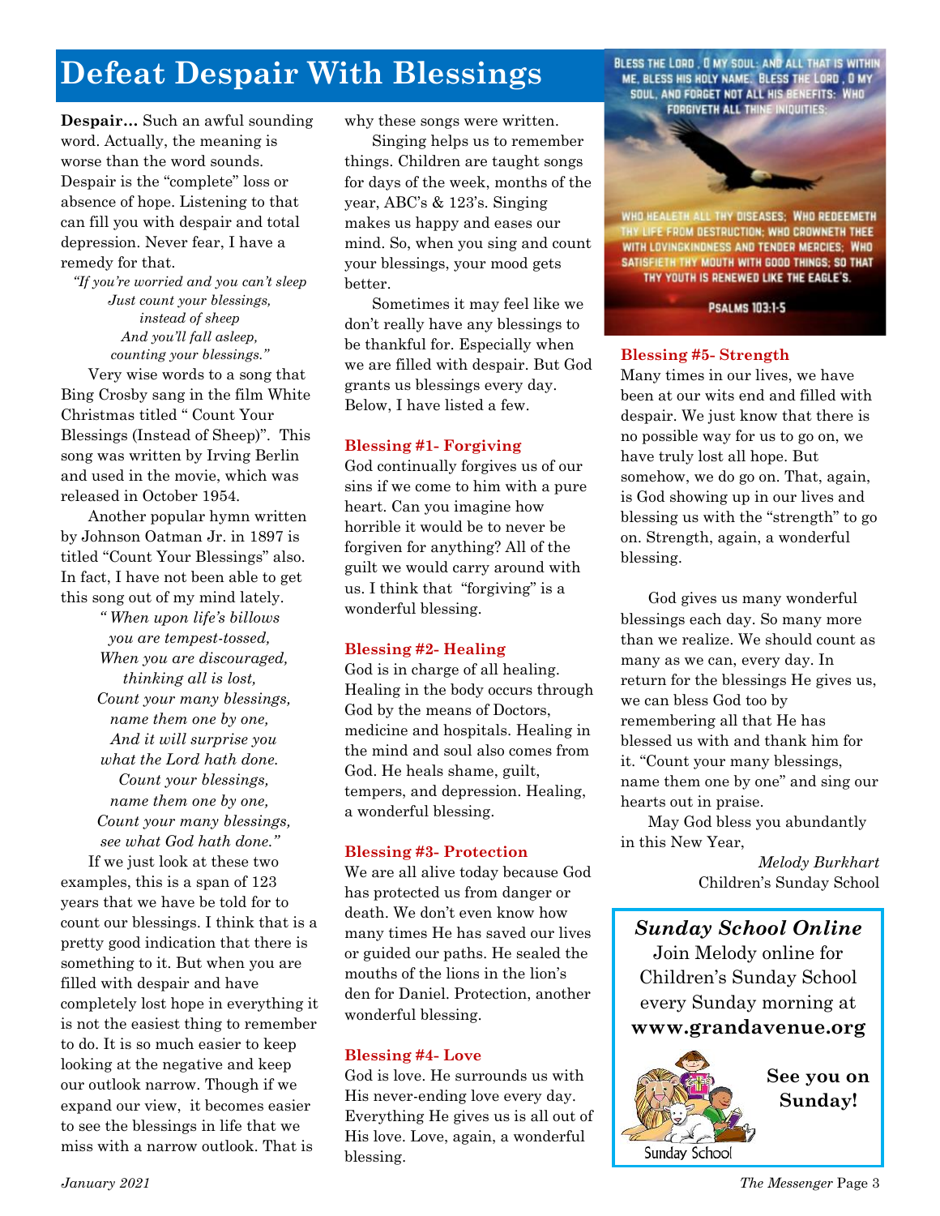# Defeat Despair With Blessings

**Despair…** Such an awful sounding word. Actually, the meaning is worse than the word sounds. Despair is the "complete" loss or absence of hope. Listening to that can fill you with despair and total depression. Never fear, I have a remedy for that.

*"If you're worried and you can't sleep*
*Just count your blessings,*
*instead of sheep*
*And you'll fall asleep,*
*counting your blessings."*

Very wise words to a song that Bing Crosby sang in the film White Christmas titled " Count Your Blessings (Instead of Sheep)". This song was written by Irving Berlin and used in the movie, which was released in October 1954.

Another popular hymn written by Johnson Oatman Jr. in 1897 is titled "Count Your Blessings" also. In fact, I have not been able to get this song out of my mind lately.

*" When upon life's billows*
*you are tempest-tossed,*
*When you are discouraged,*
*thinking all is lost,*
*Count your many blessings,*
*name them one by one,*
*And it will surprise you*
*what the Lord hath done.*
*Count your blessings,*
*name them one by one,*
*Count your many blessings,*
*see what God hath done."*

If we just look at these two examples, this is a span of 123 years that we have be told for to count our blessings. I think that is a pretty good indication that there is something to it. But when you are filled with despair and have completely lost hope in everything it is not the easiest thing to remember to do. It is so much easier to keep looking at the negative and keep our outlook narrow. Though if we expand our view, it becomes easier to see the blessings in life that we miss with a narrow outlook. That is why these songs were written.

Singing helps us to remember things. Children are taught songs for days of the week, months of the year, ABC's & 123's. Singing makes us happy and eases our mind. So, when you sing and count your blessings, your mood gets better.

Sometimes it may feel like we don't really have any blessings to be thankful for. Especially when we are filled with despair. But God grants us blessings every day. Below, I have listed a few.

### Blessing #1- Forgiving

God continually forgives us of our sins if we come to him with a pure heart. Can you imagine how horrible it would be to never be forgiven for anything? All of the guilt we would carry around with us. I think that "forgiving" is a wonderful blessing.

### Blessing #2- Healing

God is in charge of all healing. Healing in the body occurs through God by the means of Doctors, medicine and hospitals. Healing in the mind and soul also comes from God. He heals shame, guilt, tempers, and depression. Healing, a wonderful blessing.

### Blessing #3- Protection

We are all alive today because God has protected us from danger or death. We don't even know how many times He has saved our lives or guided our paths. He sealed the mouths of the lions in the lion's den for Daniel. Protection, another wonderful blessing.

### Blessing #4- Love

God is love. He surrounds us with His never-ending love every day. Everything He gives us is all out of His love. Love, again, a wonderful blessing.

BLESS THE LORD, O MY SOUL: AND ALL THAT IS WITHIN ME, BLESS HIS HOLY NAME. BLESS THE LORD, O MY SOUL, AND FORGET NOT ALL HIS BENEFITS: WHO FORGIVETH ALL THINE INIQUITIES; WHO HEALETH ALL THY DISEASES; WHO REDEEMETH THY LIFE FROM DESTRUCTION; WHO CROWNETH THEE WITH LOVINGKINDNESS AND TENDER MERCIES; WHO SATISFIETH THY MOUTH WITH GOOD THINGS; SO THAT THY YOUTH IS RENEWED LIKE THE EAGLE'S.

PSALMS 103:1-5

### Blessing #5- Strength

Many times in our lives, we have been at our wits end and filled with despair. We just know that there is no possible way for us to go on, we have truly lost all hope. But somehow, we do go on. That, again, is God showing up in our lives and blessing us with the "strength" to go on. Strength, again, a wonderful blessing.

God gives us many wonderful blessings each day. So many more than we realize. We should count as many as we can, every day. In return for the blessings He gives us, we can bless God too by remembering all that He has blessed us with and thank him for it. "Count your many blessings, name them one by one" and sing our hearts out in praise.

May God bless you abundantly in this New Year,

*Melody Burkhart*
Children's Sunday School

***Sunday School Online***

Join Melody online for Children's Sunday School every Sunday morning at **www.grandavenue.org**

Sunday School

**See you on Sunday!**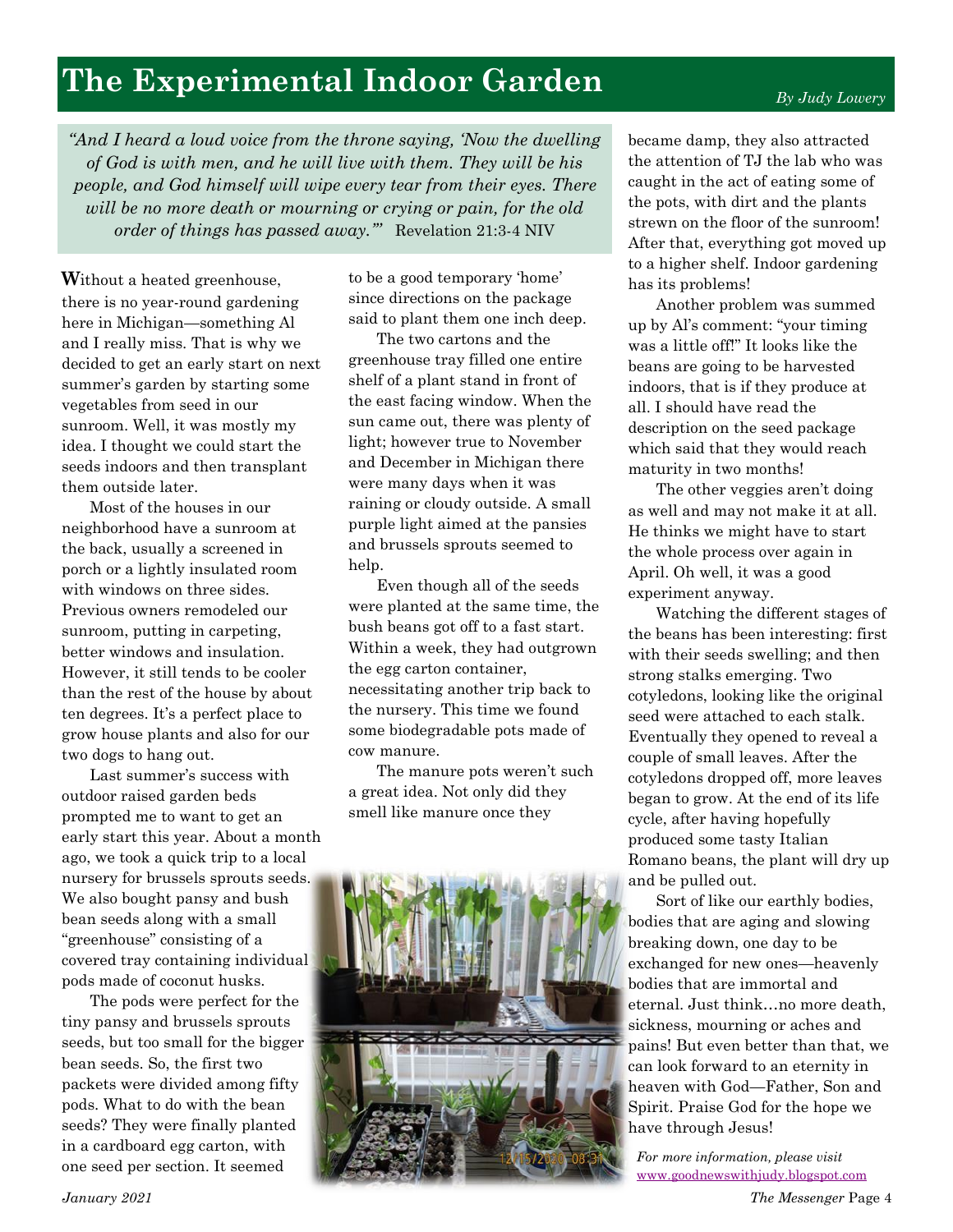# The Experimental Indoor Garden

*By Judy Lowery*

*"And I heard a loud voice from the throne saying, 'Now the dwelling of God is with men, and he will live with them. They will be his people, and God himself will wipe every tear from their eyes. There will be no more death or mourning or crying or pain, for the old order of things has passed away.'"* Revelation 21:3-4 NIV

**W**ithout a heated greenhouse, there is no year-round gardening here in Michigan—something Al and I really miss. That is why we decided to get an early start on next summer's garden by starting some vegetables from seed in our sunroom. Well, it was mostly my idea. I thought we could start the seeds indoors and then transplant them outside later.

Most of the houses in our neighborhood have a sunroom at the back, usually a screened in porch or a lightly insulated room with windows on three sides. Previous owners remodeled our sunroom, putting in carpeting, better windows and insulation. However, it still tends to be cooler than the rest of the house by about ten degrees. It's a perfect place to grow house plants and also for our two dogs to hang out.

Last summer's success with outdoor raised garden beds prompted me to want to get an early start this year. About a month ago, we took a quick trip to a local nursery for brussels sprouts seeds. We also bought pansy and bush bean seeds along with a small "greenhouse" consisting of a covered tray containing individual pods made of coconut husks.

The pods were perfect for the tiny pansy and brussels sprouts seeds, but too small for the bigger bean seeds. So, the first two packets were divided among fifty pods. What to do with the bean seeds? They were finally planted in a cardboard egg carton, with one seed per section. It seemed to be a good temporary 'home' since directions on the package said to plant them one inch deep.

The two cartons and the greenhouse tray filled one entire shelf of a plant stand in front of the east facing window. When the sun came out, there was plenty of light; however true to November and December in Michigan there were many days when it was raining or cloudy outside. A small purple light aimed at the pansies and brussels sprouts seemed to help.

Even though all of the seeds were planted at the same time, the bush beans got off to a fast start. Within a week, they had outgrown the egg carton container, necessitating another trip back to the nursery. This time we found some biodegradable pots made of cow manure.

The manure pots weren't such a great idea. Not only did they smell like manure once they became damp, they also attracted the attention of TJ the lab who was caught in the act of eating some of the pots, with dirt and the plants strewn on the floor of the sunroom! After that, everything got moved up to a higher shelf. Indoor gardening has its problems!

Another problem was summed up by Al's comment: "your timing was a little off!" It looks like the beans are going to be harvested indoors, that is if they produce at all. I should have read the description on the seed package which said that they would reach maturity in two months!

The other veggies aren't doing as well and may not make it at all. He thinks we might have to start the whole process over again in April. Oh well, it was a good experiment anyway.

Watching the different stages of the beans has been interesting: first with their seeds swelling; and then strong stalks emerging. Two cotyledons, looking like the original seed were attached to each stalk. Eventually they opened to reveal a couple of small leaves. After the cotyledons dropped off, more leaves began to grow. At the end of its life cycle, after having hopefully produced some tasty Italian Romano beans, the plant will dry up and be pulled out.

Sort of like our earthly bodies, bodies that are aging and slowing breaking down, one day to be exchanged for new ones—heavenly bodies that are immortal and eternal. Just think…no more death, sickness, mourning or aches and pains! But even better than that, we can look forward to an eternity in heaven with God—Father, Son and Spirit. Praise God for the hope we have through Jesus!

*For more information, please visit* www.goodnewswithjudy.blogspot.com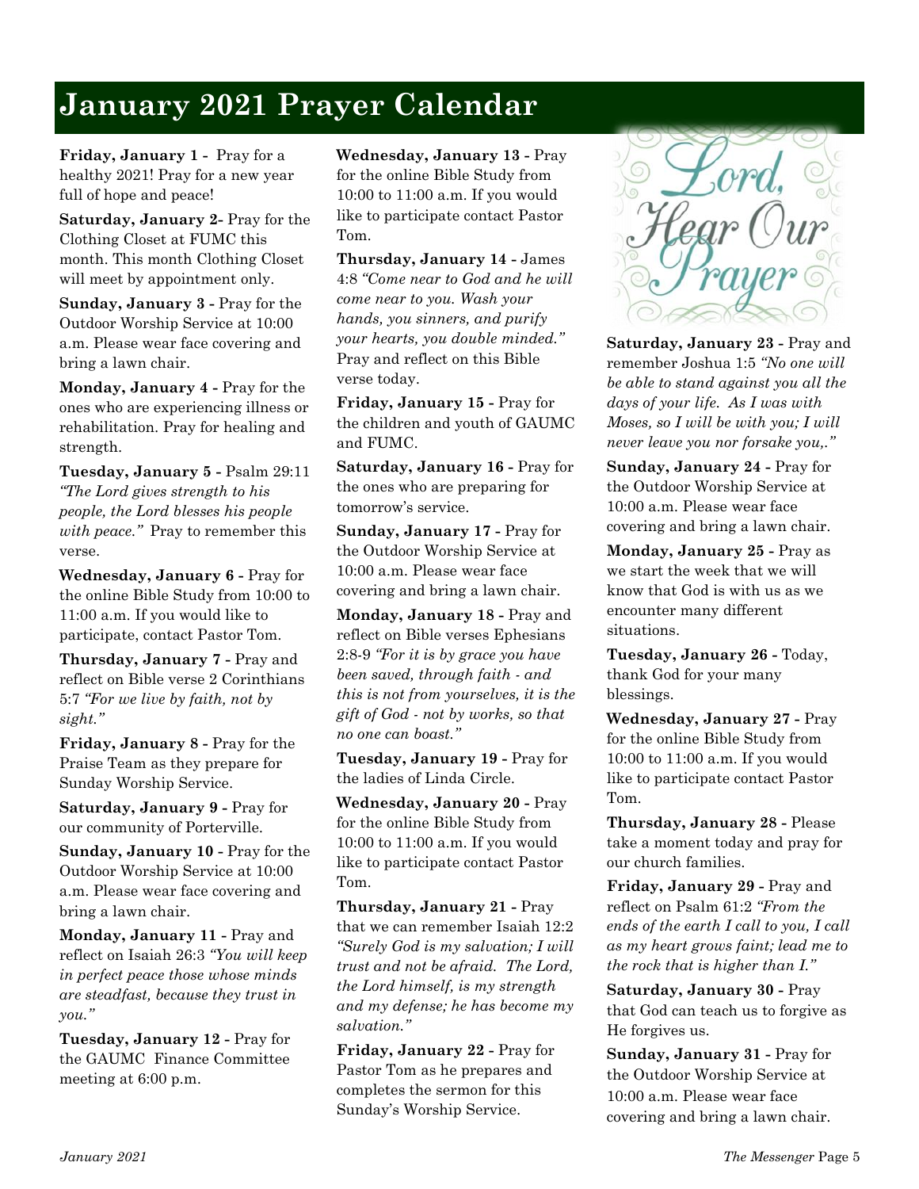# January 2021 Prayer Calendar

**Friday, January 1 -** Pray for a healthy 2021! Pray for a new year full of hope and peace!

**Saturday, January 2-** Pray for the Clothing Closet at FUMC this month. This month Clothing Closet will meet by appointment only.

**Sunday, January 3 -** Pray for the Outdoor Worship Service at 10:00 a.m. Please wear face covering and bring a lawn chair.

**Monday, January 4 -** Pray for the ones who are experiencing illness or rehabilitation. Pray for healing and strength.

**Tuesday, January 5 -** Psalm 29:11 *"The Lord gives strength to his people, the Lord blesses his people with peace."* Pray to remember this verse.

**Wednesday, January 6 -** Pray for the online Bible Study from 10:00 to 11:00 a.m. If you would like to participate, contact Pastor Tom.

**Thursday, January 7 -** Pray and reflect on Bible verse 2 Corinthians 5:7 *"For we live by faith, not by sight."*

**Friday, January 8 -** Pray for the Praise Team as they prepare for Sunday Worship Service.

**Saturday, January 9 -** Pray for our community of Porterville.

**Sunday, January 10 -** Pray for the Outdoor Worship Service at 10:00 a.m. Please wear face covering and bring a lawn chair.

**Monday, January 11 -** Pray and reflect on Isaiah 26:3 *"You will keep in perfect peace those whose minds are steadfast, because they trust in you."*

**Tuesday, January 12 -** Pray for the GAUMC Finance Committee meeting at 6:00 p.m.

**Wednesday, January 13 -** Pray for the online Bible Study from 10:00 to 11:00 a.m. If you would like to participate contact Pastor Tom.

**Thursday, January 14 -** James 4:8 *"Come near to God and he will come near to you. Wash your hands, you sinners, and purify your hearts, you double minded."* Pray and reflect on this Bible verse today.

**Friday, January 15 -** Pray for the children and youth of GAUMC and FUMC.

**Saturday, January 16 -** Pray for the ones who are preparing for tomorrow's service.

**Sunday, January 17 -** Pray for the Outdoor Worship Service at 10:00 a.m. Please wear face covering and bring a lawn chair.

**Monday, January 18 -** Pray and reflect on Bible verses Ephesians 2:8-9 *"For it is by grace you have been saved, through faith - and this is not from yourselves, it is the gift of God - not by works, so that no one can boast."*

**Tuesday, January 19 -** Pray for the ladies of Linda Circle.

**Wednesday, January 20 -** Pray for the online Bible Study from 10:00 to 11:00 a.m. If you would like to participate contact Pastor Tom.

**Thursday, January 21 -** Pray that we can remember Isaiah 12:2 *"Surely God is my salvation; I will trust and not be afraid. The Lord, the Lord himself, is my strength and my defense; he has become my salvation."*

**Friday, January 22 -** Pray for Pastor Tom as he prepares and completes the sermon for this Sunday's Worship Service.

Lord, Hear Our Prayer

**Saturday, January 23 -** Pray and remember Joshua 1:5 *"No one will be able to stand against you all the days of your life. As I was with Moses, so I will be with you; I will never leave you nor forsake you,."*

**Sunday, January 24 -** Pray for the Outdoor Worship Service at 10:00 a.m. Please wear face covering and bring a lawn chair.

**Monday, January 25 -** Pray as we start the week that we will know that God is with us as we encounter many different situations.

**Tuesday, January 26 -** Today, thank God for your many blessings.

**Wednesday, January 27 -** Pray for the online Bible Study from 10:00 to 11:00 a.m. If you would like to participate contact Pastor Tom.

**Thursday, January 28 -** Please take a moment today and pray for our church families.

**Friday, January 29 -** Pray and reflect on Psalm 61:2 *"From the ends of the earth I call to you, I call as my heart grows faint; lead me to the rock that is higher than I."*

**Saturday, January 30 -** Pray that God can teach us to forgive as He forgives us.

**Sunday, January 31 -** Pray for the Outdoor Worship Service at 10:00 a.m. Please wear face covering and bring a lawn chair.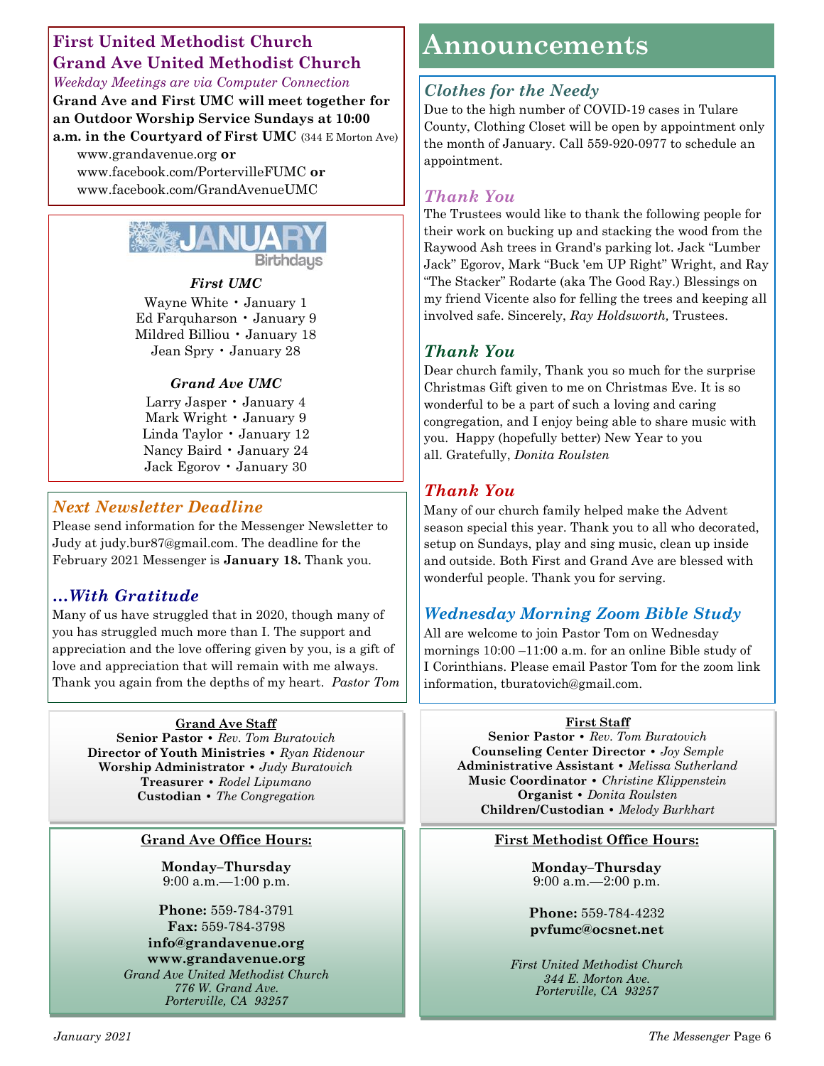**First United Methodist Church**
**Grand Ave United Methodist Church**

*Weekday Meetings are via Computer Connection*

**Grand Ave and First UMC will meet together for an Outdoor Worship Service Sundays at 10:00 a.m. in the Courtyard of First UMC** (344 E Morton Ave)

www.grandavenue.org **or**
www.facebook.com/PortervilleFUMC **or**
www.facebook.com/GrandAvenueUMC

## JANUARY Birthdays

***First UMC***

Wayne White • January 1
Ed Farquharson • January 9
Mildred Billiou • January 18
Jean Spry • January 28

***Grand Ave UMC***

Larry Jasper • January 4
Mark Wright • January 9
Linda Taylor • January 12
Nancy Baird • January 24
Jack Egorov • January 30

### *Next Newsletter Deadline*

Please send information for the Messenger Newsletter to Judy at judy.bur87@gmail.com. The deadline for the February 2021 Messenger is **January 18.** Thank you.

### *...With Gratitude*

Many of us have struggled that in 2020, though many of you has struggled much more than I. The support and appreciation and the love offering given by you, is a gift of love and appreciation that will remain with me always. Thank you again from the depths of my heart. *Pastor Tom*

**Grand Ave Staff**

**Senior Pastor** • *Rev. Tom Buratovich*
**Director of Youth Ministries** • *Ryan Ridenour*
**Worship Administrator** • *Judy Buratovich*
**Treasurer** • *Rodel Lipumano*
**Custodian** • *The Congregation*

**Grand Ave Office Hours:**

**Monday–Thursday**
9:00 a.m.—1:00 p.m.

**Phone:** 559-784-3791
**Fax:** 559-784-3798
**info@grandavenue.org**
**www.grandavenue.org**
*Grand Ave United Methodist Church*
*776 W. Grand Ave.*
*Porterville, CA 93257*

# Announcements

### *Clothes for the Needy*

Due to the high number of COVID-19 cases in Tulare County, Clothing Closet will be open by appointment only the month of January. Call 559-920-0977 to schedule an appointment.

### *Thank You*

The Trustees would like to thank the following people for their work on bucking up and stacking the wood from the Raywood Ash trees in Grand's parking lot. Jack "Lumber Jack" Egorov, Mark "Buck 'em UP Right" Wright, and Ray "The Stacker" Rodarte (aka The Good Ray.) Blessings on my friend Vicente also for felling the trees and keeping all involved safe. Sincerely, *Ray Holdsworth,* Trustees.

### *Thank You*

Dear church family, Thank you so much for the surprise Christmas Gift given to me on Christmas Eve. It is so wonderful to be a part of such a loving and caring congregation, and I enjoy being able to share music with you. Happy (hopefully better) New Year to you all. Gratefully, *Donita Roulsten*

### *Thank You*

Many of our church family helped make the Advent season special this year. Thank you to all who decorated, setup on Sundays, play and sing music, clean up inside and outside. Both First and Grand Ave are blessed with wonderful people. Thank you for serving.

### *Wednesday Morning Zoom Bible Study*

All are welcome to join Pastor Tom on Wednesday mornings 10:00 –11:00 a.m. for an online Bible study of I Corinthians. Please email Pastor Tom for the zoom link information, tburatovich@gmail.com.

**First Staff**

**Senior Pastor** • *Rev. Tom Buratovich*
**Counseling Center Director** • *Joy Semple*
**Administrative Assistant** • *Melissa Sutherland*
**Music Coordinator** • *Christine Klippenstein*
**Organist** • *Donita Roulsten*
**Children/Custodian** • *Melody Burkhart*

**First Methodist Office Hours:**

**Monday–Thursday**
9:00 a.m.—2:00 p.m.

**Phone:** 559-784-4232
**pvfumc@ocsnet.net**

*First United Methodist Church*
*344 E. Morton Ave.*
*Porterville, CA 93257*